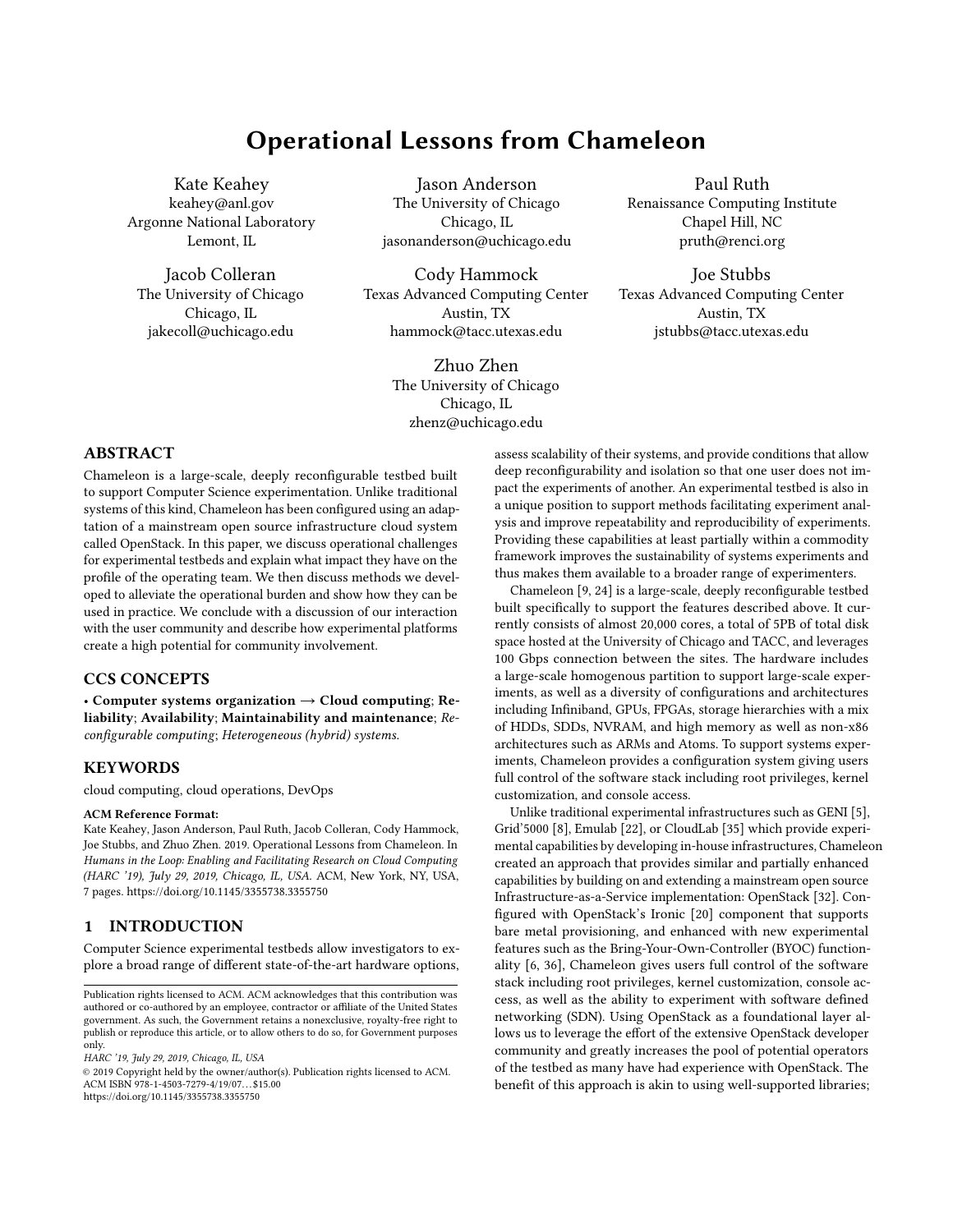# Operational Lessons from Chameleon

Kate Keahey
keahey@anl.gov
Argonne National Laboratory
Lemont, IL

Jason Anderson
The University of Chicago
Chicago, IL
jasonanderson@uchicago.edu

Paul Ruth
Renaissance Computing Institute
Chapel Hill, NC
pruth@renci.org

Jacob Colleran
The University of Chicago
Chicago, IL
jakecoll@uchicago.edu

Cody Hammock
Texas Advanced Computing Center
Austin, TX
hammock@tacc.utexas.edu

Joe Stubbs
Texas Advanced Computing Center
Austin, TX
jstubbs@tacc.utexas.edu

Zhuo Zhen
The University of Chicago
Chicago, IL
zhenz@uchicago.edu

## ABSTRACT

Chameleon is a large-scale, deeply reconfigurable testbed built to support Computer Science experimentation. Unlike traditional systems of this kind, Chameleon has been configured using an adaptation of a mainstream open source infrastructure cloud system called OpenStack. In this paper, we discuss operational challenges for experimental testbeds and explain what impact they have on the profile of the operating team. We then discuss methods we developed to alleviate the operational burden and show how they can be used in practice. We conclude with a discussion of our interaction with the user community and describe how experimental platforms create a high potential for community involvement.

## CCS CONCEPTS

• **Computer systems organization → Cloud computing**; **Reliability**; **Availability**; **Maintainability and maintenance**; *Reconfigurable computing*; *Heterogeneous (hybrid) systems*.

## KEYWORDS

cloud computing, cloud operations, DevOps

**ACM Reference Format:**
Kate Keahey, Jason Anderson, Paul Ruth, Jacob Colleran, Cody Hammock, Joe Stubbs, and Zhuo Zhen. 2019. Operational Lessons from Chameleon. In *Humans in the Loop: Enabling and Facilitating Research on Cloud Computing (HARC '19), July 29, 2019, Chicago, IL, USA.* ACM, New York, NY, USA, 7 pages. https://doi.org/10.1145/3355738.3355750

## 1 INTRODUCTION

Computer Science experimental testbeds allow investigators to explore a broad range of different state-of-the-art hardware options, assess scalability of their systems, and provide conditions that allow deep reconfigurability and isolation so that one user does not impact the experiments of another. An experimental testbed is also in a unique position to support methods facilitating experiment analysis and improve repeatability and reproducibility of experiments. Providing these capabilities at least partially within a commodity framework improves the sustainability of systems experiments and thus makes them available to a broader range of experimenters.

Chameleon [9, 24] is a large-scale, deeply reconfigurable testbed built specifically to support the features described above. It currently consists of almost 20,000 cores, a total of 5PB of total disk space hosted at the University of Chicago and TACC, and leverages 100 Gbps connection between the sites. The hardware includes a large-scale homogenous partition to support large-scale experiments, as well as a diversity of configurations and architectures including Infiniband, GPUs, FPGAs, storage hierarchies with a mix of HDDs, SDDs, NVRAM, and high memory as well as non-x86 architectures such as ARMs and Atoms. To support systems experiments, Chameleon provides a configuration system giving users full control of the software stack including root privileges, kernel customization, and console access.

Unlike traditional experimental infrastructures such as GENI [5], Grid'5000 [8], Emulab [22], or CloudLab [35] which provide experimental capabilities by developing in-house infrastructures, Chameleon created an approach that provides similar and partially enhanced capabilities by building on and extending a mainstream open source Infrastructure-as-a-Service implementation: OpenStack [32]. Configured with OpenStack's Ironic [20] component that supports bare metal provisioning, and enhanced with new experimental features such as the Bring-Your-Own-Controller (BYOC) functionality [6, 36], Chameleon gives users full control of the software stack including root privileges, kernel customization, console access, as well as the ability to experiment with software defined networking (SDN). Using OpenStack as a foundational layer allows us to leverage the effort of the extensive OpenStack developer community and greatly increases the pool of potential operators of the testbed as many have had experience with OpenStack. The benefit of this approach is akin to using well-supported libraries;

Publication rights licensed to ACM. ACM acknowledges that this contribution was authored or co-authored by an employee, contractor or affiliate of the United States government. As such, the Government retains a nonexclusive, royalty-free right to publish or reproduce this article, or to allow others to do so, for Government purposes only.
*HARC '19, July 29, 2019, Chicago, IL, USA*
© 2019 Copyright held by the owner/author(s). Publication rights licensed to ACM.
ACM ISBN 978-1-4503-7279-4/19/07...$15.00
https://doi.org/10.1145/3355738.3355750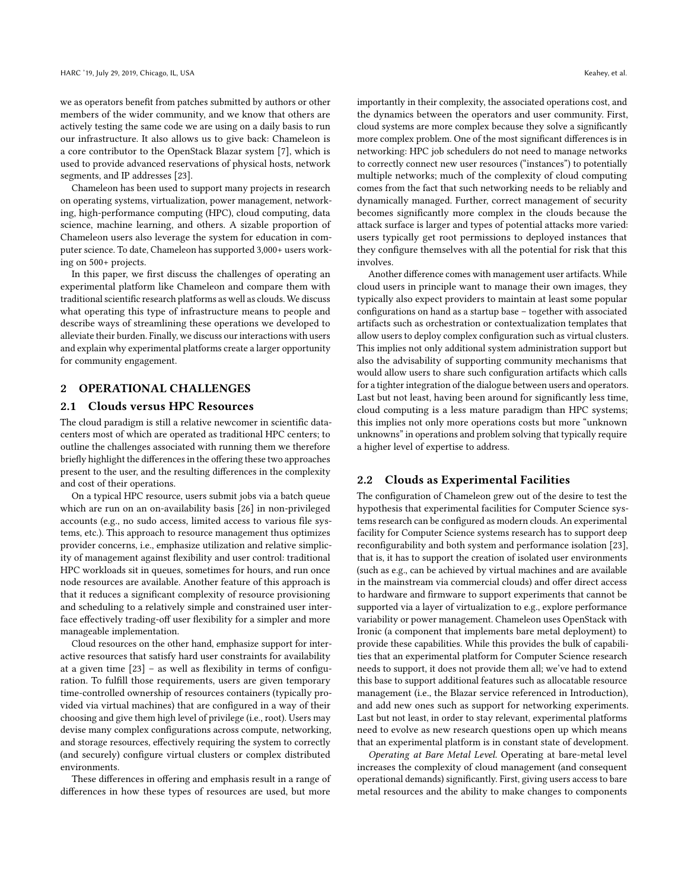we as operators benefit from patches submitted by authors or other members of the wider community, and we know that others are actively testing the same code we are using on a daily basis to run our infrastructure. It also allows us to give back: Chameleon is a core contributor to the OpenStack Blazar system [7], which is used to provide advanced reservations of physical hosts, network segments, and IP addresses [23].

Chameleon has been used to support many projects in research on operating systems, virtualization, power management, networking, high-performance computing (HPC), cloud computing, data science, machine learning, and others. A sizable proportion of Chameleon users also leverage the system for education in computer science. To date, Chameleon has supported 3,000+ users working on 500+ projects.

In this paper, we first discuss the challenges of operating an experimental platform like Chameleon and compare them with traditional scientific research platforms as well as clouds. We discuss what operating this type of infrastructure means to people and describe ways of streamlining these operations we developed to alleviate their burden. Finally, we discuss our interactions with users and explain why experimental platforms create a larger opportunity for community engagement.

## 2 OPERATIONAL CHALLENGES

### 2.1 Clouds versus HPC Resources

The cloud paradigm is still a relative newcomer in scientific datacenters most of which are operated as traditional HPC centers; to outline the challenges associated with running them we therefore briefly highlight the differences in the offering these two approaches present to the user, and the resulting differences in the complexity and cost of their operations.

On a typical HPC resource, users submit jobs via a batch queue which are run on an on-availability basis [26] in non-privileged accounts (e.g., no sudo access, limited access to various file systems, etc.). This approach to resource management thus optimizes provider concerns, i.e., emphasize utilization and relative simplicity of management against flexibility and user control: traditional HPC workloads sit in queues, sometimes for hours, and run once node resources are available. Another feature of this approach is that it reduces a significant complexity of resource provisioning and scheduling to a relatively simple and constrained user interface effectively trading-off user flexibility for a simpler and more manageable implementation.

Cloud resources on the other hand, emphasize support for interactive resources that satisfy hard user constraints for availability at a given time [23] – as well as flexibility in terms of configuration. To fulfill those requirements, users are given temporary time-controlled ownership of resources containers (typically provided via virtual machines) that are configured in a way of their choosing and give them high level of privilege (i.e., root). Users may devise many complex configurations across compute, networking, and storage resources, effectively requiring the system to correctly (and securely) configure virtual clusters or complex distributed environments.

These differences in offering and emphasis result in a range of differences in how these types of resources are used, but more importantly in their complexity, the associated operations cost, and the dynamics between the operators and user community. First, cloud systems are more complex because they solve a significantly more complex problem. One of the most significant differences is in networking: HPC job schedulers do not need to manage networks to correctly connect new user resources ("instances") to potentially multiple networks; much of the complexity of cloud computing comes from the fact that such networking needs to be reliably and dynamically managed. Further, correct management of security becomes significantly more complex in the clouds because the attack surface is larger and types of potential attacks more varied: users typically get root permissions to deployed instances that they configure themselves with all the potential for risk that this involves.

Another difference comes with management user artifacts. While cloud users in principle want to manage their own images, they typically also expect providers to maintain at least some popular configurations on hand as a startup base – together with associated artifacts such as orchestration or contextualization templates that allow users to deploy complex configuration such as virtual clusters. This implies not only additional system administration support but also the advisability of supporting community mechanisms that would allow users to share such configuration artifacts which calls for a tighter integration of the dialogue between users and operators. Last but not least, having been around for significantly less time, cloud computing is a less mature paradigm than HPC systems; this implies not only more operations costs but more "unknown unknowns" in operations and problem solving that typically require a higher level of expertise to address.

### 2.2 Clouds as Experimental Facilities

The configuration of Chameleon grew out of the desire to test the hypothesis that experimental facilities for Computer Science systems research can be configured as modern clouds. An experimental facility for Computer Science systems research has to support deep reconfigurability and both system and performance isolation [23], that is, it has to support the creation of isolated user environments (such as e.g., can be achieved by virtual machines and are available in the mainstream via commercial clouds) and offer direct access to hardware and firmware to support experiments that cannot be supported via a layer of virtualization to e.g., explore performance variability or power management. Chameleon uses OpenStack with Ironic (a component that implements bare metal deployment) to provide these capabilities. While this provides the bulk of capabilities that an experimental platform for Computer Science research needs to support, it does not provide them all; we've had to extend this base to support additional features such as allocatable resource management (i.e., the Blazar service referenced in Introduction), and add new ones such as support for networking experiments. Last but not least, in order to stay relevant, experimental platforms need to evolve as new research questions open up which means that an experimental platform is in constant state of development.

*Operating at Bare Metal Level.* Operating at bare-metal level increases the complexity of cloud management (and consequent operational demands) significantly. First, giving users access to bare metal resources and the ability to make changes to components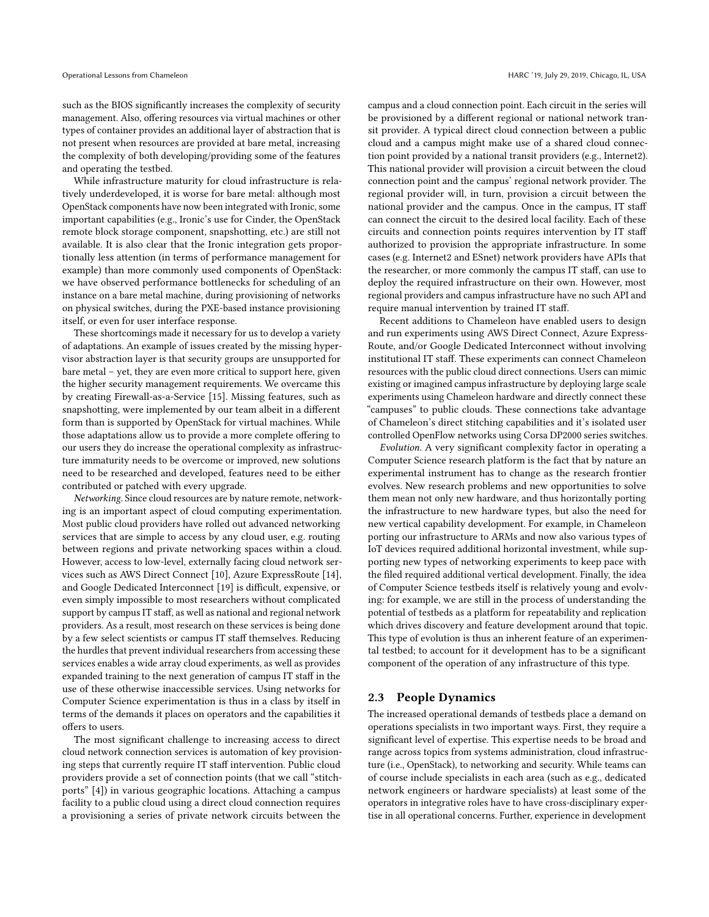such as the BIOS significantly increases the complexity of security management. Also, offering resources via virtual machines or other types of container provides an additional layer of abstraction that is not present when resources are provided at bare metal, increasing the complexity of both developing/providing some of the features and operating the testbed.

While infrastructure maturity for cloud infrastructure is relatively underdeveloped, it is worse for bare metal: although most OpenStack components have now been integrated with Ironic, some important capabilities (e.g., Ironic's use for Cinder, the OpenStack remote block storage component, snapshotting, etc.) are still not available. It is also clear that the Ironic integration gets proportionally less attention (in terms of performance management for example) than more commonly used components of OpenStack: we have observed performance bottlenecks for scheduling of an instance on a bare metal machine, during provisioning of networks on physical switches, during the PXE-based instance provisioning itself, or even for user interface response.

These shortcomings made it necessary for us to develop a variety of adaptations. An example of issues created by the missing hypervisor abstraction layer is that security groups are unsupported for bare metal – yet, they are even more critical to support here, given the higher security management requirements. We overcame this by creating Firewall-as-a-Service [15]. Missing features, such as snapshotting, were implemented by our team albeit in a different form than is supported by OpenStack for virtual machines. While those adaptations allow us to provide a more complete offering to our users they do increase the operational complexity as infrastructure immaturity needs to be overcome or improved, new solutions need to be researched and developed, features need to be either contributed or patched with every upgrade.

*Networking.* Since cloud resources are by nature remote, networking is an important aspect of cloud computing experimentation. Most public cloud providers have rolled out advanced networking services that are simple to access by any cloud user, e.g. routing between regions and private networking spaces within a cloud. However, access to low-level, externally facing cloud network services such as AWS Direct Connect [10], Azure ExpressRoute [14], and Google Dedicated Interconnect [19] is difficult, expensive, or even simply impossible to most researchers without complicated support by campus IT staff, as well as national and regional network providers. As a result, most research on these services is being done by a few select scientists or campus IT staff themselves. Reducing the hurdles that prevent individual researchers from accessing these services enables a wide array cloud experiments, as well as provides expanded training to the next generation of campus IT staff in the use of these otherwise inaccessible services. Using networks for Computer Science experimentation is thus in a class by itself in terms of the demands it places on operators and the capabilities it offers to users.

The most significant challenge to increasing access to direct cloud network connection services is automation of key provisioning steps that currently require IT staff intervention. Public cloud providers provide a set of connection points (that we call "stitchports" [4]) in various geographic locations. Attaching a campus facility to a public cloud using a direct cloud connection requires a provisioning a series of private network circuits between the campus and a cloud connection point. Each circuit in the series will be provisioned by a different regional or national network transit provider. A typical direct cloud connection between a public cloud and a campus might make use of a shared cloud connection point provided by a national transit providers (e.g., Internet2). This national provider will provision a circuit between the cloud connection point and the campus' regional network provider. The regional provider will, in turn, provision a circuit between the national provider and the campus. Once in the campus, IT staff can connect the circuit to the desired local facility. Each of these circuits and connection points requires intervention by IT staff authorized to provision the appropriate infrastructure. In some cases (e.g. Internet2 and ESnet) network providers have APIs that the researcher, or more commonly the campus IT staff, can use to deploy the required infrastructure on their own. However, most regional providers and campus infrastructure have no such API and require manual intervention by trained IT staff.

Recent additions to Chameleon have enabled users to design and run experiments using AWS Direct Connect, Azure ExpressRoute, and/or Google Dedicated Interconnect without involving institutional IT staff. These experiments can connect Chameleon resources with the public cloud direct connections. Users can mimic existing or imagined campus infrastructure by deploying large scale experiments using Chameleon hardware and directly connect these "campuses" to public clouds. These connections take advantage of Chameleon's direct stitching capabilities and it's isolated user controlled OpenFlow networks using Corsa DP2000 series switches.

*Evolution.* A very significant complexity factor in operating a Computer Science research platform is the fact that by nature an experimental instrument has to change as the research frontier evolves. New research problems and new opportunities to solve them mean not only new hardware, and thus horizontally porting the infrastructure to new hardware types, but also the need for new vertical capability development. For example, in Chameleon porting our infrastructure to ARMs and now also various types of IoT devices required additional horizontal investment, while supporting new types of networking experiments to keep pace with the filed required additional vertical development. Finally, the idea of Computer Science testbeds itself is relatively young and evolving: for example, we are still in the process of understanding the potential of testbeds as a platform for repeatability and replication which drives discovery and feature development around that topic. This type of evolution is thus an inherent feature of an experimental testbed; to account for it development has to be a significant component of the operation of any infrastructure of this type.

## 2.3 People Dynamics

The increased operational demands of testbeds place a demand on operations specialists in two important ways. First, they require a significant level of expertise. This expertise needs to be broad and range across topics from systems administration, cloud infrastructure (i.e., OpenStack), to networking and security. While teams can of course include specialists in each area (such as e.g., dedicated network engineers or hardware specialists) at least some of the operators in integrative roles have to have cross-disciplinary expertise in all operational concerns. Further, experience in development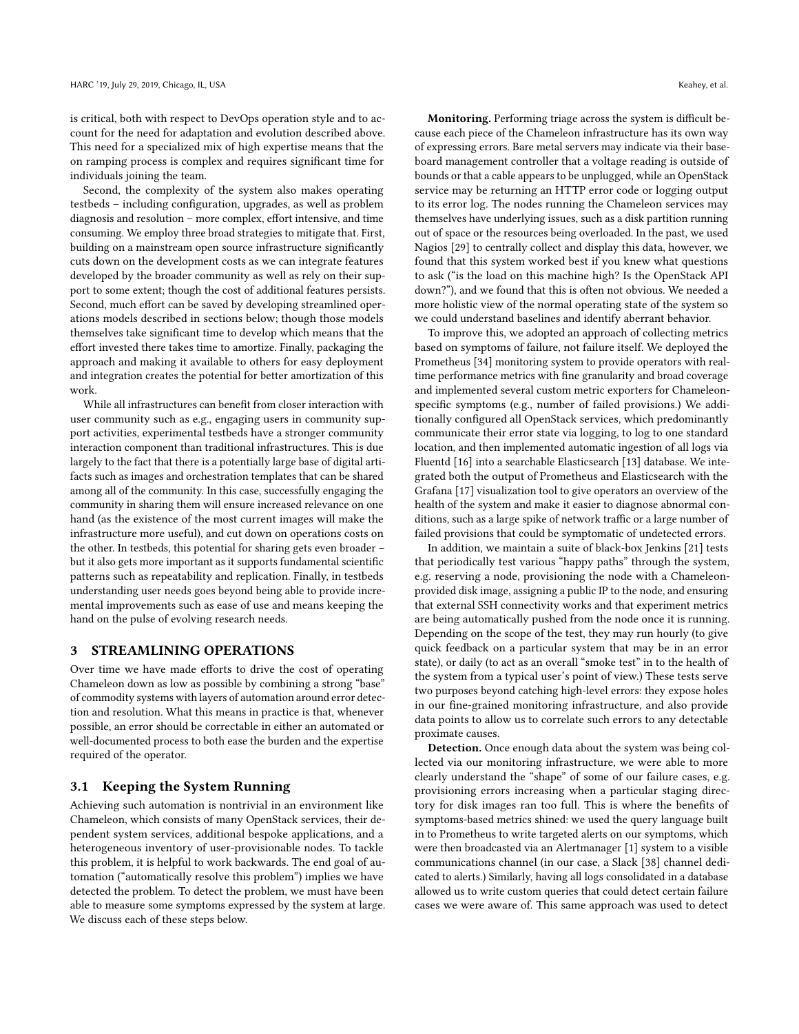is critical, both with respect to DevOps operation style and to account for the need for adaptation and evolution described above. This need for a specialized mix of high expertise means that the on ramping process is complex and requires significant time for individuals joining the team.

Second, the complexity of the system also makes operating testbeds – including configuration, upgrades, as well as problem diagnosis and resolution – more complex, effort intensive, and time consuming. We employ three broad strategies to mitigate that. First, building on a mainstream open source infrastructure significantly cuts down on the development costs as we can integrate features developed by the broader community as well as rely on their support to some extent; though the cost of additional features persists. Second, much effort can be saved by developing streamlined operations models described in sections below; though those models themselves take significant time to develop which means that the effort invested there takes time to amortize. Finally, packaging the approach and making it available to others for easy deployment and integration creates the potential for better amortization of this work.

While all infrastructures can benefit from closer interaction with user community such as e.g., engaging users in community support activities, experimental testbeds have a stronger community interaction component than traditional infrastructures. This is due largely to the fact that there is a potentially large base of digital artifacts such as images and orchestration templates that can be shared among all of the community. In this case, successfully engaging the community in sharing them will ensure increased relevance on one hand (as the existence of the most current images will make the infrastructure more useful), and cut down on operations costs on the other. In testbeds, this potential for sharing gets even broader – but it also gets more important as it supports fundamental scientific patterns such as repeatability and replication. Finally, in testbeds understanding user needs goes beyond being able to provide incremental improvements such as ease of use and means keeping the hand on the pulse of evolving research needs.

## 3 STREAMLINING OPERATIONS

Over time we have made efforts to drive the cost of operating Chameleon down as low as possible by combining a strong "base" of commodity systems with layers of automation around error detection and resolution. What this means in practice is that, whenever possible, an error should be correctable in either an automated or well-documented process to both ease the burden and the expertise required of the operator.

### 3.1 Keeping the System Running

Achieving such automation is nontrivial in an environment like Chameleon, which consists of many OpenStack services, their dependent system services, additional bespoke applications, and a heterogeneous inventory of user-provisionable nodes. To tackle this problem, it is helpful to work backwards. The end goal of automation ("automatically resolve this problem") implies we have detected the problem. To detect the problem, we must have been able to measure some symptoms expressed by the system at large. We discuss each of these steps below.

**Monitoring.** Performing triage across the system is difficult because each piece of the Chameleon infrastructure has its own way of expressing errors. Bare metal servers may indicate via their baseboard management controller that a voltage reading is outside of bounds or that a cable appears to be unplugged, while an OpenStack service may be returning an HTTP error code or logging output to its error log. The nodes running the Chameleon services may themselves have underlying issues, such as a disk partition running out of space or the resources being overloaded. In the past, we used Nagios [29] to centrally collect and display this data, however, we found that this system worked best if you knew what questions to ask ("is the load on this machine high? Is the OpenStack API down?"), and we found that this is often not obvious. We needed a more holistic view of the normal operating state of the system so we could understand baselines and identify aberrant behavior.

To improve this, we adopted an approach of collecting metrics based on symptoms of failure, not failure itself. We deployed the Prometheus [34] monitoring system to provide operators with real-time performance metrics with fine granularity and broad coverage and implemented several custom metric exporters for Chameleon-specific symptoms (e.g., number of failed provisions.) We additionally configured all OpenStack services, which predominantly communicate their error state via logging, to log to one standard location, and then implemented automatic ingestion of all logs via Fluentd [16] into a searchable Elasticsearch [13] database. We integrated both the output of Prometheus and Elasticsearch with the Grafana [17] visualization tool to give operators an overview of the health of the system and make it easier to diagnose abnormal conditions, such as a large spike of network traffic or a large number of failed provisions that could be symptomatic of undetected errors.

In addition, we maintain a suite of black-box Jenkins [21] tests that periodically test various "happy paths" through the system, e.g. reserving a node, provisioning the node with a Chameleon-provided disk image, assigning a public IP to the node, and ensuring that external SSH connectivity works and that experiment metrics are being automatically pushed from the node once it is running. Depending on the scope of the test, they may run hourly (to give quick feedback on a particular system that may be in an error state), or daily (to act as an overall "smoke test" in to the health of the system from a typical user's point of view.) These tests serve two purposes beyond catching high-level errors: they expose holes in our fine-grained monitoring infrastructure, and also provide data points to allow us to correlate such errors to any detectable proximate causes.

**Detection.** Once enough data about the system was being collected via our monitoring infrastructure, we were able to more clearly understand the "shape" of some of our failure cases, e.g. provisioning errors increasing when a particular staging directory for disk images ran too full. This is where the benefits of symptoms-based metrics shined: we used the query language built in to Prometheus to write targeted alerts on our symptoms, which were then broadcasted via an Alertmanager [1] system to a visible communications channel (in our case, a Slack [38] channel dedicated to alerts.) Similarly, having all logs consolidated in a database allowed us to write custom queries that could detect certain failure cases we were aware of. This same approach was used to detect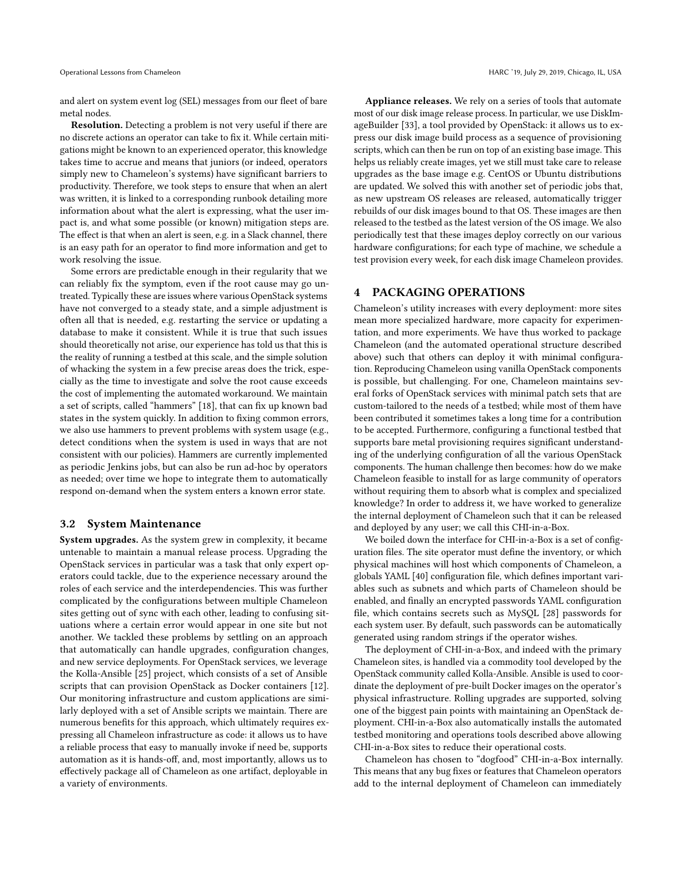and alert on system event log (SEL) messages from our fleet of bare metal nodes.

**Resolution.** Detecting a problem is not very useful if there are no discrete actions an operator can take to fix it. While certain mitigations might be known to an experienced operator, this knowledge takes time to accrue and means that juniors (or indeed, operators simply new to Chameleon's systems) have significant barriers to productivity. Therefore, we took steps to ensure that when an alert was written, it is linked to a corresponding runbook detailing more information about what the alert is expressing, what the user impact is, and what some possible (or known) mitigation steps are. The effect is that when an alert is seen, e.g. in a Slack channel, there is an easy path for an operator to find more information and get to work resolving the issue.

Some errors are predictable enough in their regularity that we can reliably fix the symptom, even if the root cause may go untreated. Typically these are issues where various OpenStack systems have not converged to a steady state, and a simple adjustment is often all that is needed, e.g. restarting the service or updating a database to make it consistent. While it is true that such issues should theoretically not arise, our experience has told us that this is the reality of running a testbed at this scale, and the simple solution of whacking the system in a few precise areas does the trick, especially as the time to investigate and solve the root cause exceeds the cost of implementing the automated workaround. We maintain a set of scripts, called "hammers" [18], that can fix up known bad states in the system quickly. In addition to fixing common errors, we also use hammers to prevent problems with system usage (e.g., detect conditions when the system is used in ways that are not consistent with our policies). Hammers are currently implemented as periodic Jenkins jobs, but can also be run ad-hoc by operators as needed; over time we hope to integrate them to automatically respond on-demand when the system enters a known error state.

### 3.2 System Maintenance

**System upgrades.** As the system grew in complexity, it became untenable to maintain a manual release process. Upgrading the OpenStack services in particular was a task that only expert operators could tackle, due to the experience necessary around the roles of each service and the interdependencies. This was further complicated by the configurations between multiple Chameleon sites getting out of sync with each other, leading to confusing situations where a certain error would appear in one site but not another. We tackled these problems by settling on an approach that automatically can handle upgrades, configuration changes, and new service deployments. For OpenStack services, we leverage the Kolla-Ansible [25] project, which consists of a set of Ansible scripts that can provision OpenStack as Docker containers [12]. Our monitoring infrastructure and custom applications are similarly deployed with a set of Ansible scripts we maintain. There are numerous benefits for this approach, which ultimately requires expressing all Chameleon infrastructure as code: it allows us to have a reliable process that easy to manually invoke if need be, supports automation as it is hands-off, and, most importantly, allows us to effectively package all of Chameleon as one artifact, deployable in a variety of environments.

**Appliance releases.** We rely on a series of tools that automate most of our disk image release process. In particular, we use DiskImageBuilder [33], a tool provided by OpenStack: it allows us to express our disk image build process as a sequence of provisioning scripts, which can then be run on top of an existing base image. This helps us reliably create images, yet we still must take care to release upgrades as the base image e.g. CentOS or Ubuntu distributions are updated. We solved this with another set of periodic jobs that, as new upstream OS releases are released, automatically trigger rebuilds of our disk images bound to that OS. These images are then released to the testbed as the latest version of the OS image. We also periodically test that these images deploy correctly on our various hardware configurations; for each type of machine, we schedule a test provision every week, for each disk image Chameleon provides.

## 4 PACKAGING OPERATIONS

Chameleon's utility increases with every deployment: more sites mean more specialized hardware, more capacity for experimentation, and more experiments. We have thus worked to package Chameleon (and the automated operational structure described above) such that others can deploy it with minimal configuration. Reproducing Chameleon using vanilla OpenStack components is possible, but challenging. For one, Chameleon maintains several forks of OpenStack services with minimal patch sets that are custom-tailored to the needs of a testbed; while most of them have been contributed it sometimes takes a long time for a contribution to be accepted. Furthermore, configuring a functional testbed that supports bare metal provisioning requires significant understanding of the underlying configuration of all the various OpenStack components. The human challenge then becomes: how do we make Chameleon feasible to install for as large community of operators without requiring them to absorb what is complex and specialized knowledge? In order to address it, we have worked to generalize the internal deployment of Chameleon such that it can be released and deployed by any user; we call this CHI-in-a-Box.

We boiled down the interface for CHI-in-a-Box is a set of configuration files. The site operator must define the inventory, or which physical machines will host which components of Chameleon, a globals YAML [40] configuration file, which defines important variables such as subnets and which parts of Chameleon should be enabled, and finally an encrypted passwords YAML configuration file, which contains secrets such as MySQL [28] passwords for each system user. By default, such passwords can be automatically generated using random strings if the operator wishes.

The deployment of CHI-in-a-Box, and indeed with the primary Chameleon sites, is handled via a commodity tool developed by the OpenStack community called Kolla-Ansible. Ansible is used to coordinate the deployment of pre-built Docker images on the operator's physical infrastructure. Rolling upgrades are supported, solving one of the biggest pain points with maintaining an OpenStack deployment. CHI-in-a-Box also automatically installs the automated testbed monitoring and operations tools described above allowing CHI-in-a-Box sites to reduce their operational costs.

Chameleon has chosen to "dogfood" CHI-in-a-Box internally. This means that any bug fixes or features that Chameleon operators add to the internal deployment of Chameleon can immediately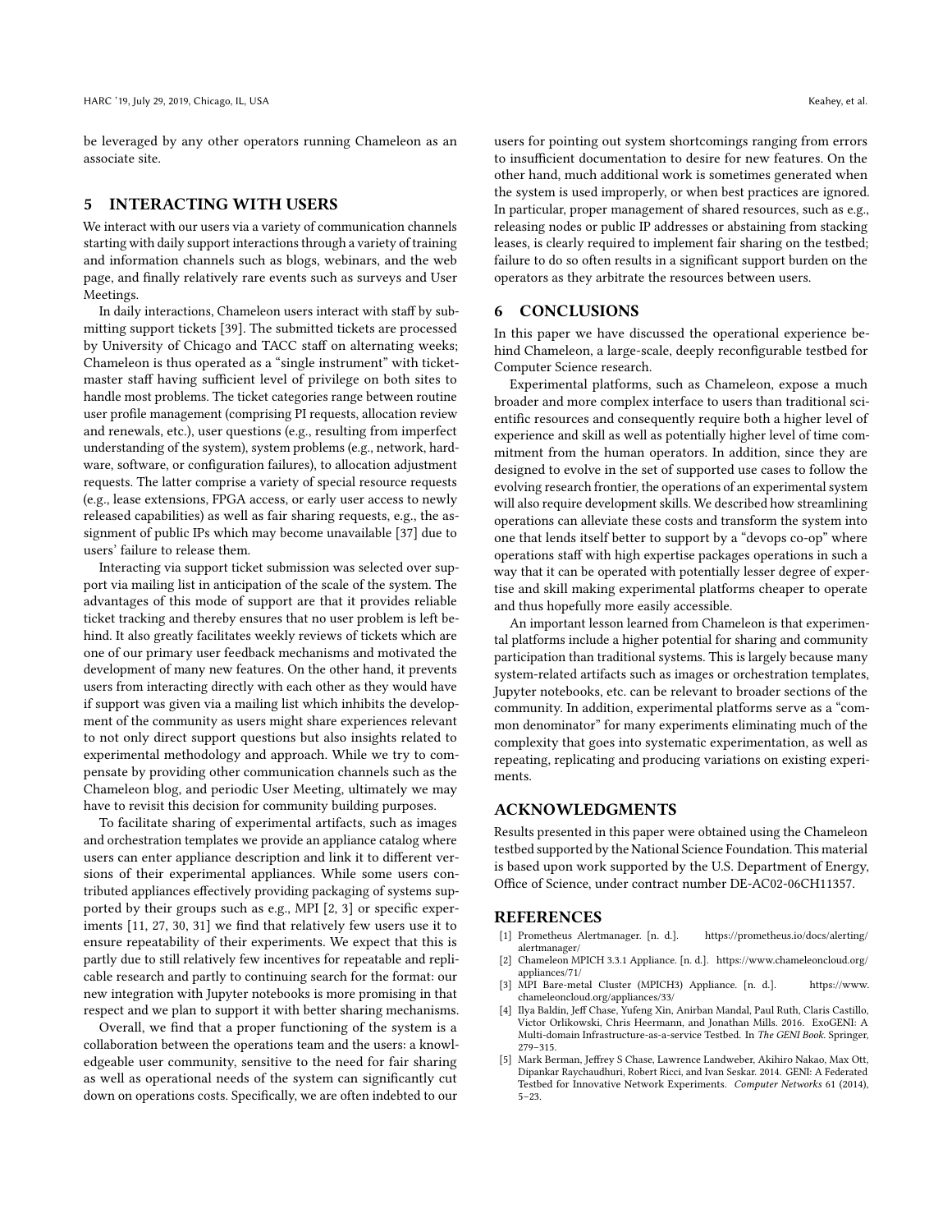be leveraged by any other operators running Chameleon as an associate site.

## 5 INTERACTING WITH USERS

We interact with our users via a variety of communication channels starting with daily support interactions through a variety of training and information channels such as blogs, webinars, and the web page, and finally relatively rare events such as surveys and User Meetings.

In daily interactions, Chameleon users interact with staff by submitting support tickets [39]. The submitted tickets are processed by University of Chicago and TACC staff on alternating weeks; Chameleon is thus operated as a "single instrument" with ticket-master staff having sufficient level of privilege on both sites to handle most problems. The ticket categories range between routine user profile management (comprising PI requests, allocation review and renewals, etc.), user questions (e.g., resulting from imperfect understanding of the system), system problems (e.g., network, hardware, software, or configuration failures), to allocation adjustment requests. The latter comprise a variety of special resource requests (e.g., lease extensions, FPGA access, or early user access to newly released capabilities) as well as fair sharing requests, e.g., the assignment of public IPs which may become unavailable [37] due to users' failure to release them.

Interacting via support ticket submission was selected over support via mailing list in anticipation of the scale of the system. The advantages of this mode of support are that it provides reliable ticket tracking and thereby ensures that no user problem is left behind. It also greatly facilitates weekly reviews of tickets which are one of our primary user feedback mechanisms and motivated the development of many new features. On the other hand, it prevents users from interacting directly with each other as they would have if support was given via a mailing list which inhibits the development of the community as users might share experiences relevant to not only direct support questions but also insights related to experimental methodology and approach. While we try to compensate by providing other communication channels such as the Chameleon blog, and periodic User Meeting, ultimately we may have to revisit this decision for community building purposes.

To facilitate sharing of experimental artifacts, such as images and orchestration templates we provide an appliance catalog where users can enter appliance description and link it to different versions of their experimental appliances. While some users contributed appliances effectively providing packaging of systems supported by their groups such as e.g., MPI [2, 3] or specific experiments [11, 27, 30, 31] we find that relatively few users use it to ensure repeatability of their experiments. We expect that this is partly due to still relatively few incentives for repeatable and replicable research and partly to continuing search for the format: our new integration with Jupyter notebooks is more promising in that respect and we plan to support it with better sharing mechanisms.

Overall, we find that a proper functioning of the system is a collaboration between the operations team and the users: a knowledgeable user community, sensitive to the need for fair sharing as well as operational needs of the system can significantly cut down on operations costs. Specifically, we are often indebted to our users for pointing out system shortcomings ranging from errors to insufficient documentation to desire for new features. On the other hand, much additional work is sometimes generated when the system is used improperly, or when best practices are ignored. In particular, proper management of shared resources, such as e.g., releasing nodes or public IP addresses or abstaining from stacking leases, is clearly required to implement fair sharing on the testbed; failure to do so often results in a significant support burden on the operators as they arbitrate the resources between users.

## 6 CONCLUSIONS

In this paper we have discussed the operational experience behind Chameleon, a large-scale, deeply reconfigurable testbed for Computer Science research.

Experimental platforms, such as Chameleon, expose a much broader and more complex interface to users than traditional scientific resources and consequently require both a higher level of experience and skill as well as potentially higher level of time commitment from the human operators. In addition, since they are designed to evolve in the set of supported use cases to follow the evolving research frontier, the operations of an experimental system will also require development skills. We described how streamlining operations can alleviate these costs and transform the system into one that lends itself better to support by a "devops co-op" where operations staff with high expertise packages operations in such a way that it can be operated with potentially lesser degree of expertise and skill making experimental platforms cheaper to operate and thus hopefully more easily accessible.

An important lesson learned from Chameleon is that experimental platforms include a higher potential for sharing and community participation than traditional systems. This is largely because many system-related artifacts such as images or orchestration templates, Jupyter notebooks, etc. can be relevant to broader sections of the community. In addition, experimental platforms serve as a "common denominator" for many experiments eliminating much of the complexity that goes into systematic experimentation, as well as repeating, replicating and producing variations on existing experiments.

## ACKNOWLEDGMENTS

Results presented in this paper were obtained using the Chameleon testbed supported by the National Science Foundation. This material is based upon work supported by the U.S. Department of Energy, Office of Science, under contract number DE-AC02-06CH11357.

## REFERENCES

- [1] Prometheus Alertmanager. [n. d.]. https://prometheus.io/docs/alerting/alertmanager/
- [2] Chameleon MPICH 3.3.1 Appliance. [n. d.]. https://www.chameleoncloud.org/appliances/71/
- [3] MPI Bare-metal Cluster (MPICH3) Appliance. [n. d.]. https://www.chameleoncloud.org/appliances/33/
- [4] Ilya Baldin, Jeff Chase, Yufeng Xin, Anirban Mandal, Paul Ruth, Claris Castillo, Victor Orlikowski, Chris Heermann, and Jonathan Mills. 2016. ExoGENI: A Multi-domain Infrastructure-as-a-service Testbed. In *The GENI Book*. Springer, 279–315.
- [5] Mark Berman, Jeffrey S Chase, Lawrence Landweber, Akihiro Nakao, Max Ott, Dipankar Raychaudhuri, Robert Ricci, and Ivan Seskar. 2014. GENI: A Federated Testbed for Innovative Network Experiments. *Computer Networks* 61 (2014), 5–23.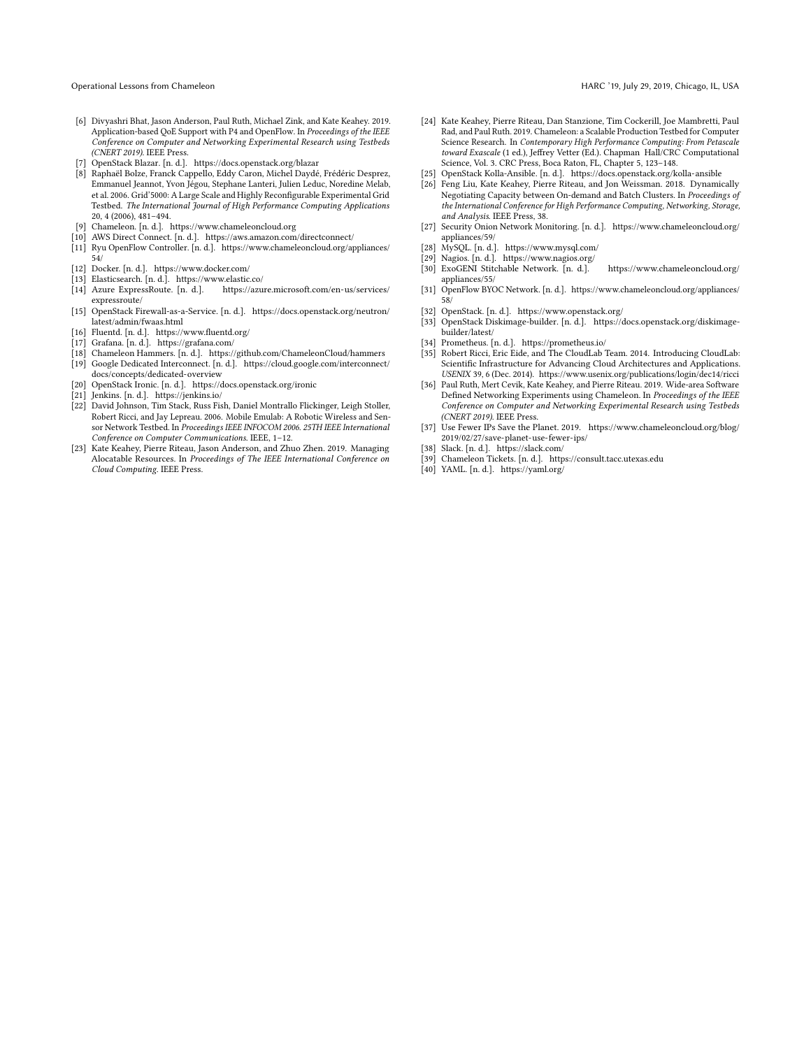- [6] Divyashri Bhat, Jason Anderson, Paul Ruth, Michael Zink, and Kate Keahey. 2019. Application-based QoE Support with P4 and OpenFlow. In *Proceedings of the IEEE Conference on Computer and Networking Experimental Research using Testbeds (CNERT 2019)*. IEEE Press.
- [7] OpenStack Blazar. [n. d.]. https://docs.openstack.org/blazar
- [8] Raphaël Bolze, Franck Cappello, Eddy Caron, Michel Daydé, Frédéric Desprez, Emmanuel Jeannot, Yvon Jégou, Stephane Lanteri, Julien Leduc, Noredine Melab, et al. 2006. Grid'5000: A Large Scale and Highly Reconfigurable Experimental Grid Testbed. *The International Journal of High Performance Computing Applications* 20, 4 (2006), 481–494.
- [9] Chameleon. [n. d.]. https://www.chameleoncloud.org
- [10] AWS Direct Connect. [n. d.]. https://aws.amazon.com/directconnect/
- [11] Ryu OpenFlow Controller. [n. d.]. https://www.chameleoncloud.org/appliances/54/
- [12] Docker. [n. d.]. https://www.docker.com/
- [13] Elasticsearch. [n. d.]. https://www.elastic.co/
- [14] Azure ExpressRoute. [n. d.]. https://azure.microsoft.com/en-us/services/expressroute/
- [15] OpenStack Firewall-as-a-Service. [n. d.]. https://docs.openstack.org/neutron/latest/admin/fwaas.html
- [16] Fluentd. [n. d.]. https://www.fluentd.org/
- [17] Grafana. [n. d.]. https://grafana.com/
- [18] Chameleon Hammers. [n. d.]. https://github.com/ChameleonCloud/hammers
- [19] Google Dedicated Interconnect. [n. d.]. https://cloud.google.com/interconnect/docs/concepts/dedicated-overview
- [20] OpenStack Ironic. [n. d.]. https://docs.openstack.org/ironic
- [21] Jenkins. [n. d.]. https://jenkins.io/
- [22] David Johnson, Tim Stack, Russ Fish, Daniel Montrallo Flickinger, Leigh Stoller, Robert Ricci, and Jay Lepreau. 2006. Mobile Emulab: A Robotic Wireless and Sensor Network Testbed. In *Proceedings IEEE INFOCOM 2006. 25TH IEEE International Conference on Computer Communications*. IEEE, 1–12.
- [23] Kate Keahey, Pierre Riteau, Jason Anderson, and Zhuo Zhen. 2019. Managing Alocatable Resources. In *Proceedings of The IEEE International Conference on Cloud Computing*. IEEE Press.
- [24] Kate Keahey, Pierre Riteau, Dan Stanzione, Tim Cockerill, Joe Mambretti, Paul Rad, and Paul Ruth. 2019. Chameleon: a Scalable Production Testbed for Computer Science Research. In *Contemporary High Performance Computing: From Petascale toward Exascale* (1 ed.), Jeffrey Vetter (Ed.). Chapman Hall/CRC Computational Science, Vol. 3. CRC Press, Boca Raton, FL, Chapter 5, 123–148.
- [25] OpenStack Kolla-Ansible. [n. d.]. https://docs.openstack.org/kolla-ansible
- [26] Feng Liu, Kate Keahey, Pierre Riteau, and Jon Weissman. 2018. Dynamically Negotiating Capacity between On-demand and Batch Clusters. In *Proceedings of the International Conference for High Performance Computing, Networking, Storage, and Analysis*. IEEE Press, 38.
- [27] Security Onion Network Monitoring. [n. d.]. https://www.chameleoncloud.org/appliances/59/
- [28] MySQL. [n. d.]. https://www.mysql.com/
- [29] Nagios. [n. d.]. https://www.nagios.org/
- [30] ExoGENI Stitchable Network. [n. d.]. https://www.chameleoncloud.org/appliances/55/
- [31] OpenFlow BYOC Network. [n. d.]. https://www.chameleoncloud.org/appliances/58/
- [32] OpenStack. [n. d.]. https://www.openstack.org/
- [33] OpenStack Diskimage-builder. [n. d.]. https://docs.openstack.org/diskimage-builder/latest/
- [34] Prometheus. [n. d.]. https://prometheus.io/
- [35] Robert Ricci, Eric Eide, and The CloudLab Team. 2014. Introducing CloudLab: Scientific Infrastructure for Advancing Cloud Architectures and Applications. *USENIX* 39, 6 (Dec. 2014). https://www.usenix.org/publications/login/dec14/ricci
- [36] Paul Ruth, Mert Cevik, Kate Keahey, and Pierre Riteau. 2019. Wide-area Software Defined Networking Experiments using Chameleon. In *Proceedings of the IEEE Conference on Computer and Networking Experimental Research using Testbeds (CNERT 2019)*. IEEE Press.
- [37] Use Fewer IPs Save the Planet. 2019. https://www.chameleoncloud.org/blog/2019/02/27/save-planet-use-fewer-ips/
- [38] Slack. [n. d.]. https://slack.com/
- [39] Chameleon Tickets. [n. d.]. https://consult.tacc.utexas.edu
- [40] YAML. [n. d.]. https://yaml.org/